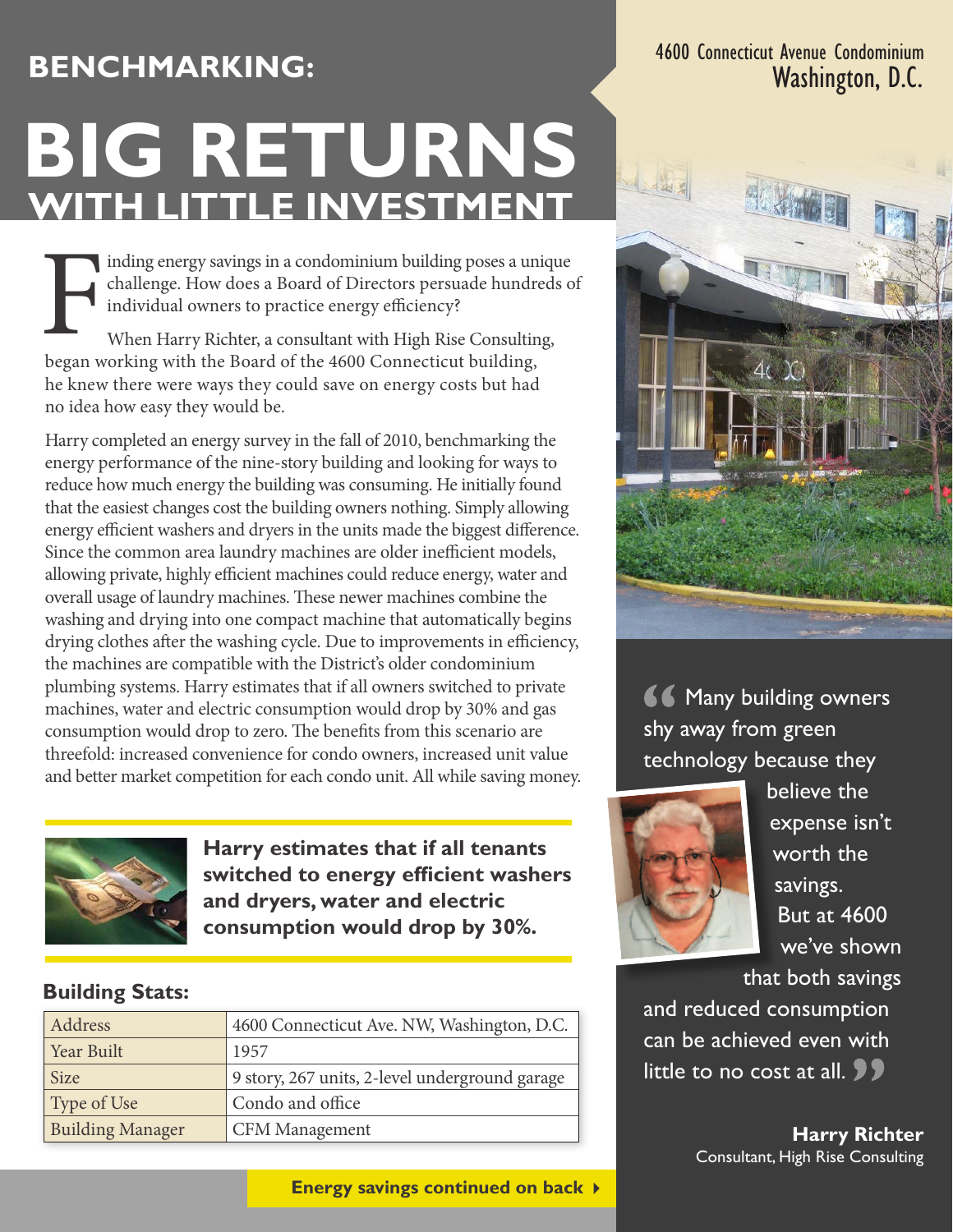# BENCHMARKING:

# BIG RETURNS WITH LITTLE INVESTMENT

4600 Connecticut Avenue Condominium
Washington, D.C.

Finding energy savings in a condominium building poses a unique challenge. How does a Board of Directors persuade hundreds of individual owners to practice energy efficiency?

When Harry Richter, a consultant with High Rise Consulting, began working with the Board of the 4600 Connecticut building, he knew there were ways they could save on energy costs but had no idea how easy they would be.

Harry completed an energy survey in the fall of 2010, benchmarking the energy performance of the nine-story building and looking for ways to reduce how much energy the building was consuming. He initially found that the easiest changes cost the building owners nothing. Simply allowing energy efficient washers and dryers in the units made the biggest difference. Since the common area laundry machines are older inefficient models, allowing private, highly efficient machines could reduce energy, water and overall usage of laundry machines. These newer machines combine the washing and drying into one compact machine that automatically begins drying clothes after the washing cycle. Due to improvements in efficiency, the machines are compatible with the District's older condominium plumbing systems. Harry estimates that if all owners switched to private machines, water and electric consumption would drop by 30% and gas consumption would drop to zero. The benefits from this scenario are threefold: increased convenience for condo owners, increased unit value and better market competition for each condo unit. All while saving money.

**Harry estimates that if all tenants switched to energy efficient washers and dryers, water and electric consumption would drop by 30%.**

### Building Stats:

| Address | 4600 Connecticut Ave. NW, Washington, D.C. |
|---|---|
| Year Built | 1957 |
| Size | 9 story, 267 units, 2-level underground garage |
| Type of Use | Condo and office |
| Building Manager | CFM Management |

"Many building owners shy away from green technology because they believe the expense isn't worth the savings. But at 4600 we've shown that both savings and reduced consumption can be achieved even with little to no cost at all."

**Harry Richter**
Consultant, High Rise Consulting

**Energy savings continued on back ▸**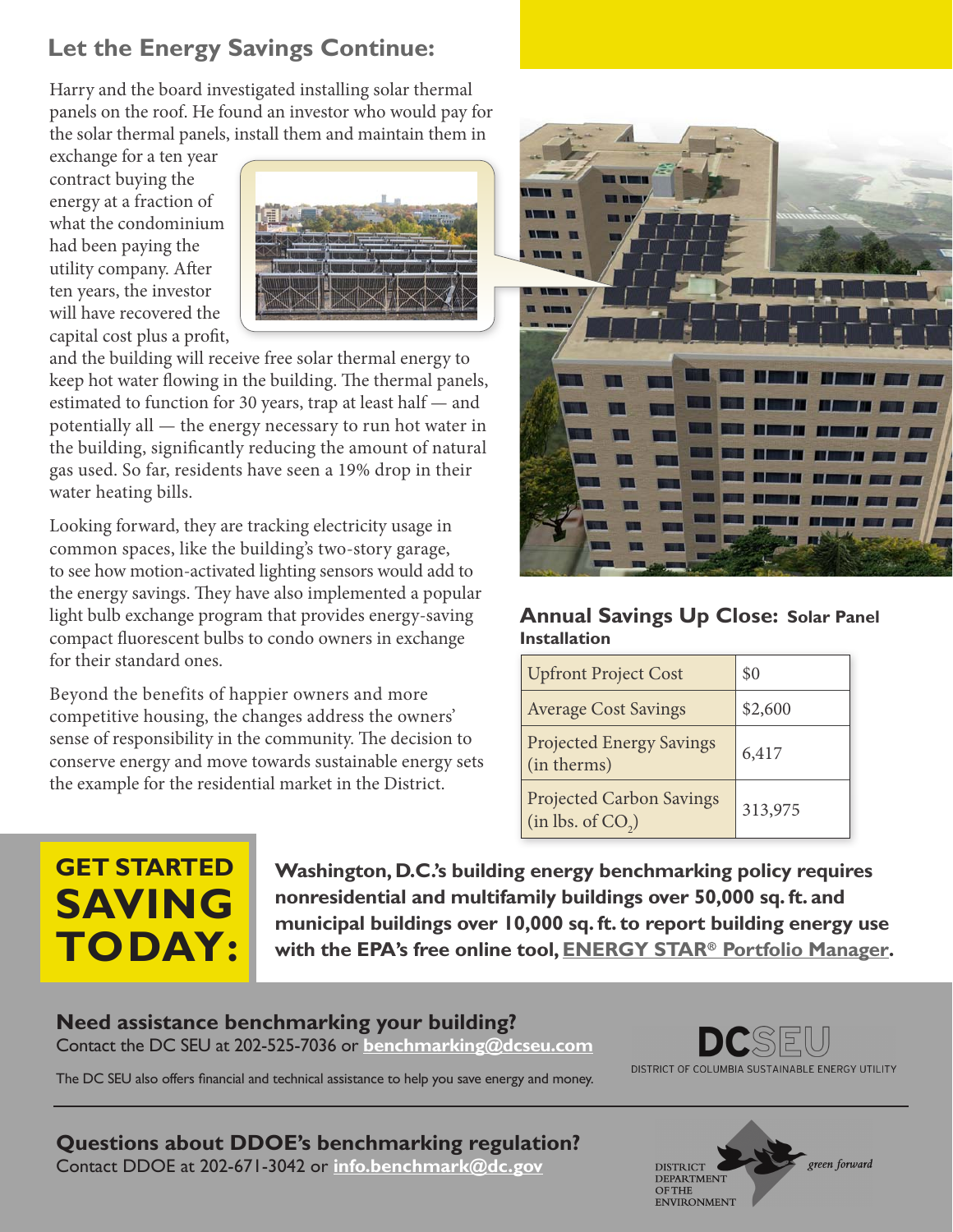## Let the Energy Savings Continue:

Harry and the board investigated installing solar thermal panels on the roof. He found an investor who would pay for the solar thermal panels, install them and maintain them in exchange for a ten year contract buying the energy at a fraction of what the condominium had been paying the utility company. After ten years, the investor will have recovered the capital cost plus a profit, and the building will receive free solar thermal energy to keep hot water flowing in the building. The thermal panels, estimated to function for 30 years, trap at least half — and potentially all — the energy necessary to run hot water in the building, significantly reducing the amount of natural gas used. So far, residents have seen a 19% drop in their water heating bills.

Looking forward, they are tracking electricity usage in common spaces, like the building's two-story garage, to see how motion-activated lighting sensors would add to the energy savings. They have also implemented a popular light bulb exchange program that provides energy-saving compact fluorescent bulbs to condo owners in exchange for their standard ones.

Beyond the benefits of happier owners and more competitive housing, the changes address the owners' sense of responsibility in the community. The decision to conserve energy and move towards sustainable energy sets the example for the residential market in the District.

### Annual Savings Up Close: Solar Panel Installation

| | |
|---|---|
| Upfront Project Cost | $0 |
| Average Cost Savings | $2,600 |
| Projected Energy Savings (in therms) | 6,417 |
| Projected Carbon Savings (in lbs. of $CO_2$) | 313,975 |

## GET STARTED SAVING TODAY:

**Washington, D.C.'s building energy benchmarking policy requires nonresidential and multifamily buildings over 50,000 sq. ft. and municipal buildings over 10,000 sq. ft. to report building energy use with the EPA's free online tool, ENERGY STAR® Portfolio Manager.**

### Need assistance benchmarking your building?

Contact the DC SEU at 202-525-7036 or **benchmarking@dcseu.com**

The DC SEU also offers financial and technical assistance to help you save energy and money.

DCSEU
DISTRICT OF COLUMBIA SUSTAINABLE ENERGY UTILITY

### Questions about DDOE's benchmarking regulation?

Contact DDOE at 202-671-3042 or **info.benchmark@dc.gov**

DISTRICT DEPARTMENT OF THE ENVIRONMENT
*green forward*